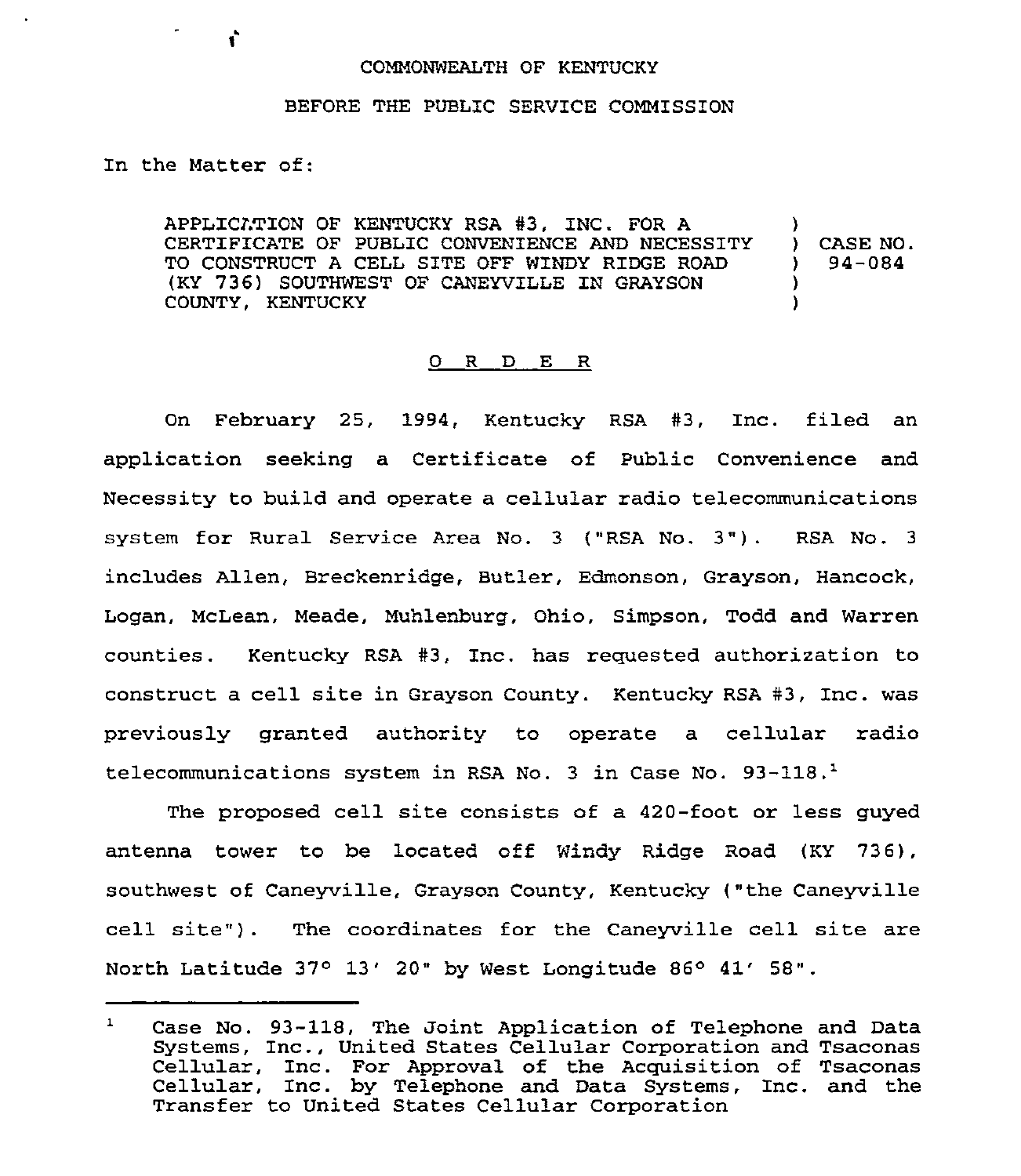COMMONWEALTH OF KENTUCKY

BEFORE THE PUBLIC SERVICE COMMISSION

In the Matter of:

APPLICATION OF KENTUCKY RSA #3, INC. FOR A CERTIFICATE OF PUBLIC CONVENIENCE AND NECESSITY TO CONSTRUCT A CELL SITE OFF WINDY RIDGE ROAD (KY 736) SOUTHWEST OF CANEYVILLE IN GRAYSON COUNTY, KENTUCKY ) CASE NO. 94-084

## O R D E R

On February 25, 1994, Kentucky RSA #3, Inc. filed an application seeking a Certificate of Public Convenience and Necessity to build and operate a cellular radio telecommunications system for Rural Service Area No. 3 ("RSA No. 3"). RSA No. 3 includes Allen, Breckenridge, Butler, Edmonson, Grayson, Hancock, Logan, McLean, Meade, Muhlenburg, Ohio, Simpson, Todd and Warren counties. Kentucky RSA #3, Inc. has requested authorization to construct a cell site in Grayson County. Kentucky RSA #3, Inc. was previously granted authority to operate a cellular radio telecommunications system in RSA No. 3 in Case No. 93-118.[1]

The proposed cell site consists of a 420-foot or less guyed antenna tower to be located off Windy Ridge Road (KY 736), southwest of Caneyville, Grayson County, Kentucky ("the Caneyville cell site"). The coordinates for the Caneyville cell site are North Latitude 37° 13′ 20" by West Longitude 86° 41′ 58".

---

[1] Case No. 93-118, The Joint Application of Telephone and Data Systems, Inc., United States Cellular Corporation and Tsaconas Cellular, Inc. For Approval of the Acquisition of Tsaconas Cellular, Inc. by Telephone and Data Systems, Inc. and the Transfer to United States Cellular Corporation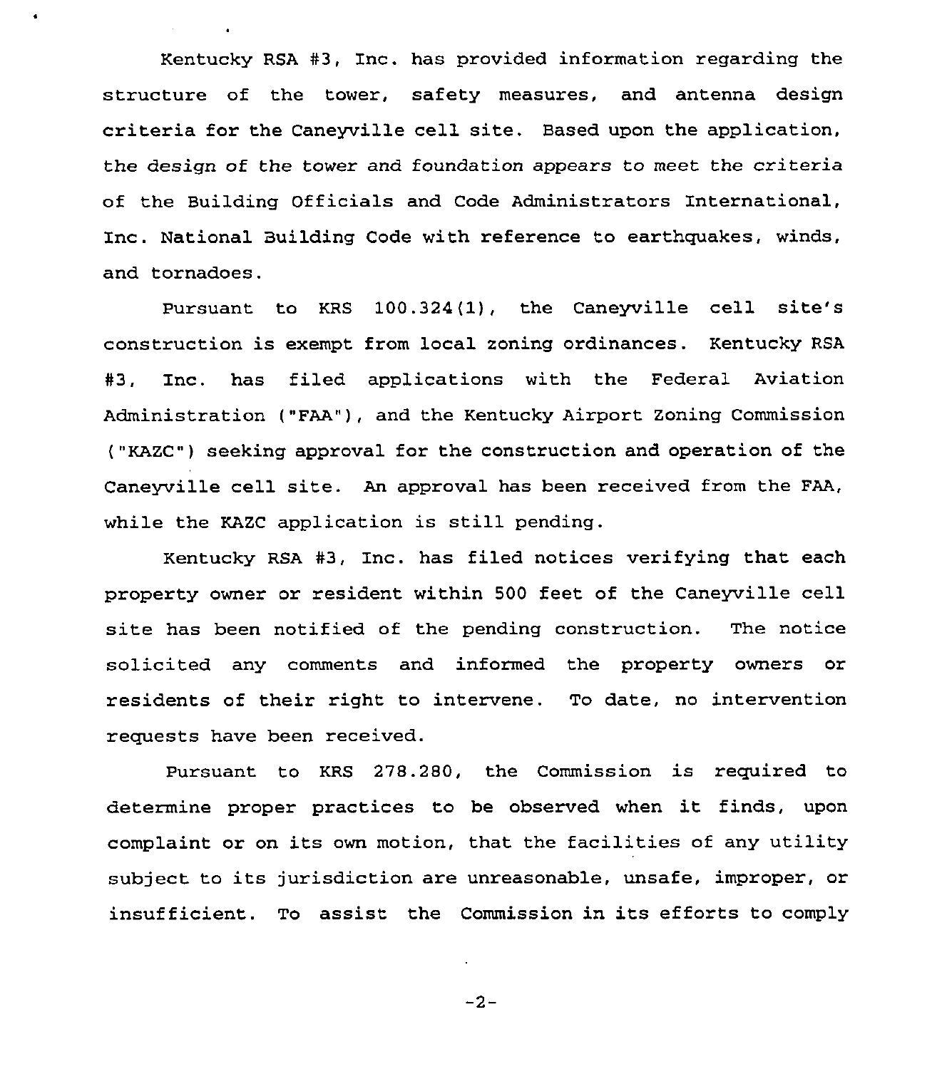Kentucky RSA #3, Inc. has provided information regarding the structure of the tower, safety measures, and antenna design criteria for the Caneyville cell site. Based upon the application, the design of the tower and foundation appears to meet the criteria of the Building Officials and Code Administrators International, Inc. National Building Code with reference to earthquakes, winds, and tornadoes.

Pursuant to KRS 100.324(1), the Caneyville cell site's construction is exempt from local zoning ordinances. Kentucky RSA #3, Inc. has filed applications with the Federal Aviation Administration ("FAA"), and the Kentucky Airport Zoning Commission ("KAZC") seeking approval for the construction and operation of the Caneyville cell site. An approval has been received from the FAA, while the KAZC application is still pending.

Kentucky RSA #3, Inc. has filed notices verifying that each property owner or resident within 500 feet of the Caneyville cell site has been notified of the pending construction. The notice solicited any comments and informed the property owners or residents of their right to intervene. To date, no intervention requests have been received.

Pursuant to KRS 278.280, the Commission is required to determine proper practices to be observed when it finds, upon complaint or on its own motion, that the facilities of any utility subject to its jurisdiction are unreasonable, unsafe, improper, or insufficient. To assist the Commission in its efforts to comply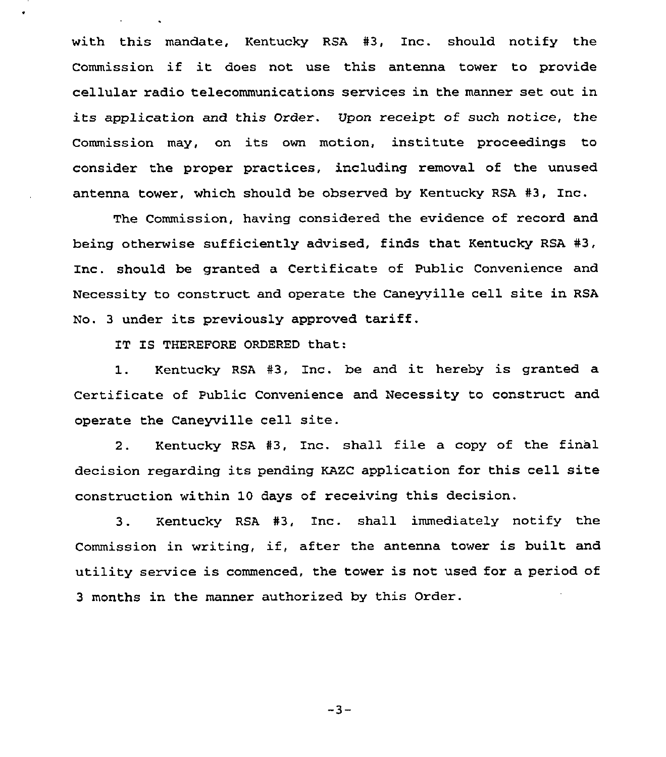with this mandate, Kentucky RSA #3, Inc. should notify the Commission if it does not use this antenna tower to provide cellular radio telecommunications services in the manner set out in its application and this Order. *Upon receipt of such notice, the* Commission may, on its own motion, institute proceedings to consider the proper practices, including removal of the unused antenna tower, which should be observed by Kentucky RSA #3, Inc.

The Commission, having considered the evidence of record and being otherwise sufficiently advised, finds that Kentucky RSA #3, Inc. should be granted a Certificate of Public Convenience and Necessity to construct and operate the Caneyville cell site in RSA No. 3 under its previously approved tariff.

IT IS THEREFORE ORDERED that:

1. Kentucky RSA #3, Inc. be and it hereby is granted a Certificate of Public Convenience and Necessity to construct and operate the Caneyville cell site.

2. Kentucky RSA #3, Inc. shall file a copy of the final decision regarding its pending KAZC application for this cell site construction within 10 days of receiving this decision.

3. Kentucky RSA #3, Inc. shall immediately notify the Commission in writing, if, after the antenna tower is built and utility service is commenced, the tower is not used for a period of 3 months in the manner authorized by this Order.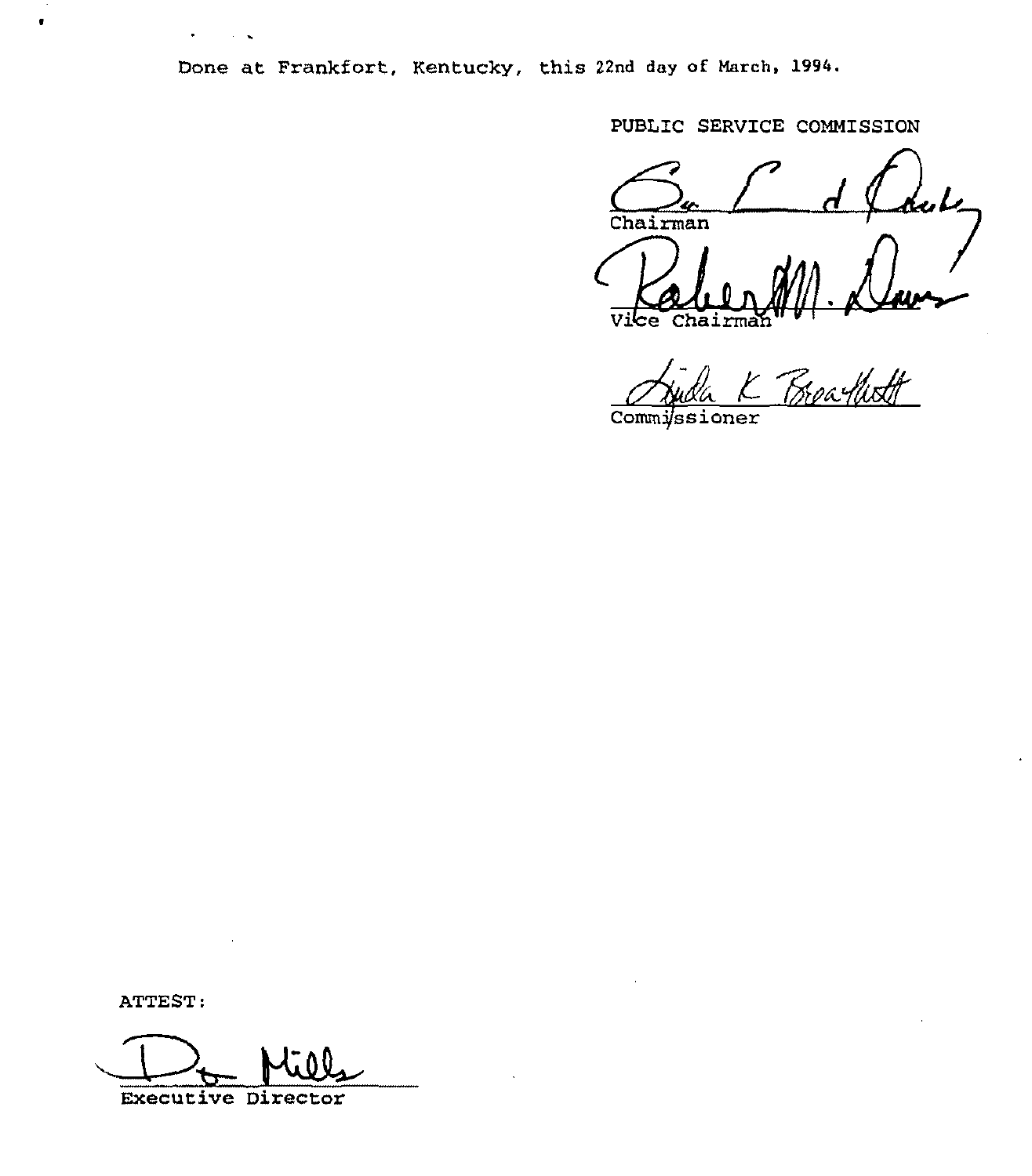Done at Frankfort, Kentucky, this 22nd day of March, 1994.

PUBLIC SERVICE COMMISSION

Chairman

Vice Chairman

Commissioner

ATTEST:

Executive Director